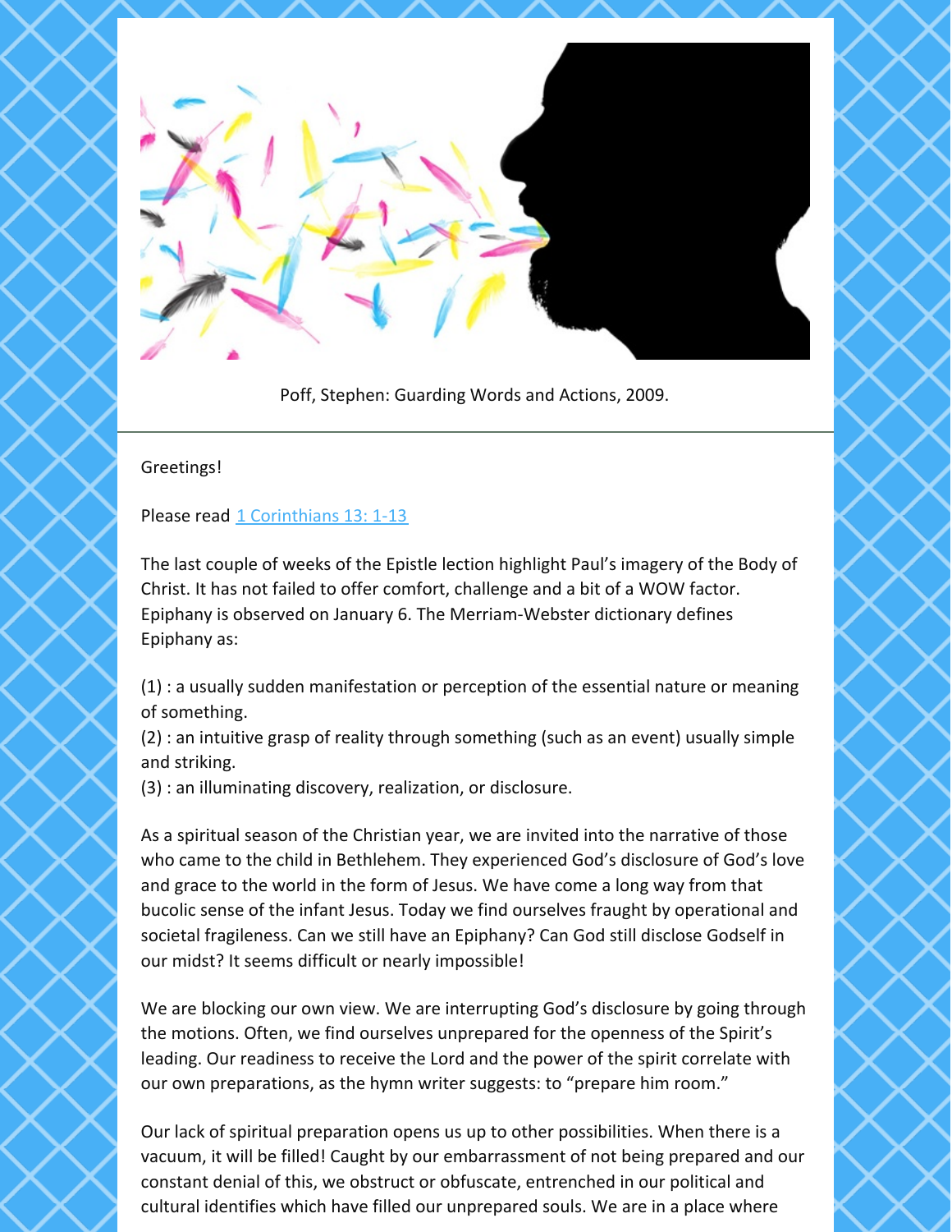Poff, Stephen: Guarding Words and Actions, 2009.

---

Greetings!

Please read [1 Corinthians 13: 1-13]

The last couple of weeks of the Epistle lection highlight Paul's imagery of the Body of Christ. It has not failed to offer comfort, challenge and a bit of a WOW factor. Epiphany is observed on January 6. The Merriam-Webster dictionary defines Epiphany as:

(1) : a usually sudden manifestation or perception of the essential nature or meaning of something.
(2) : an intuitive grasp of reality through something (such as an event) usually simple and striking.
(3) : an illuminating discovery, realization, or disclosure.

As a spiritual season of the Christian year, we are invited into the narrative of those who came to the child in Bethlehem. They experienced God's disclosure of God's love and grace to the world in the form of Jesus. We have come a long way from that bucolic sense of the infant Jesus. Today we find ourselves fraught by operational and societal fragileness. Can we still have an Epiphany? Can God still disclose Godself in our midst? It seems difficult or nearly impossible!

We are blocking our own view. We are interrupting God's disclosure by going through the motions. Often, we find ourselves unprepared for the openness of the Spirit's leading. Our readiness to receive the Lord and the power of the spirit correlate with our own preparations, as the hymn writer suggests: to "prepare him room."

Our lack of spiritual preparation opens us up to other possibilities. When there is a vacuum, it will be filled! Caught by our embarrassment of not being prepared and our constant denial of this, we obstruct or obfuscate, entrenched in our political and cultural identifies which have filled our unprepared souls. We are in a place where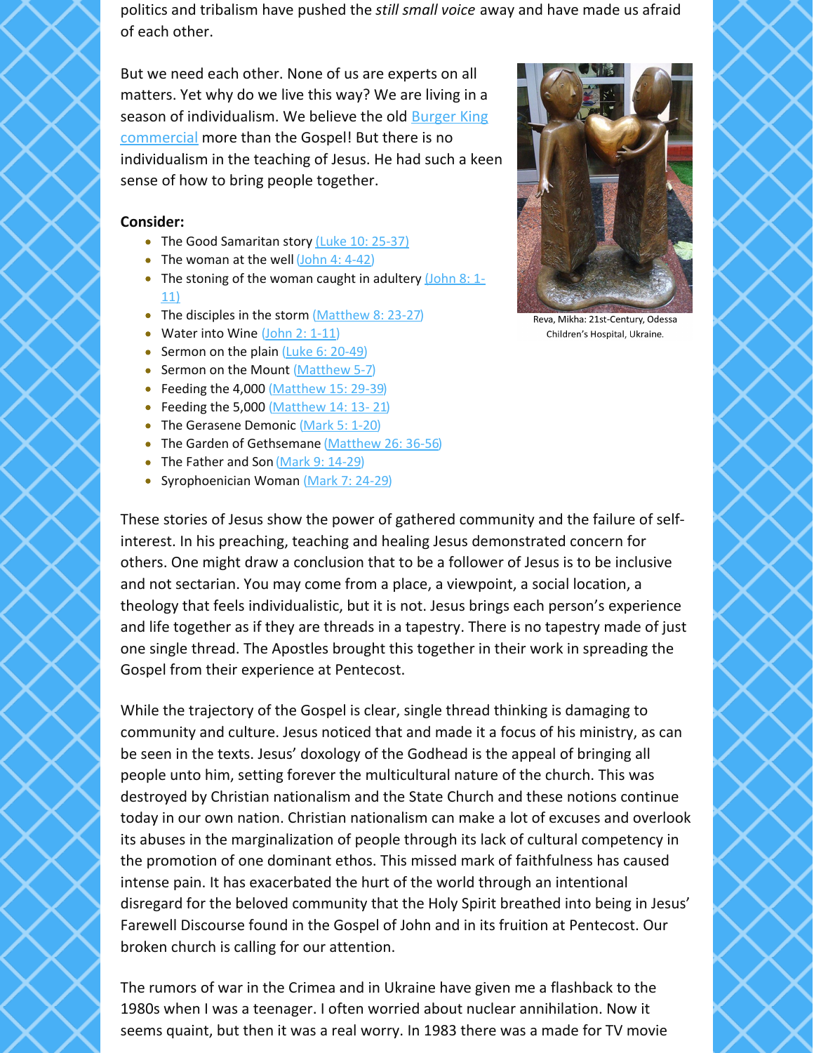politics and tribalism have pushed the *still small voice* away and have made us afraid of each other.

But we need each other. None of us are experts on all matters. Yet why do we live this way? We are living in a season of individualism. We believe the old Burger King commercial more than the Gospel! But there is no individualism in the teaching of Jesus. He had such a keen sense of how to bring people together.

Reva, Mikha: 21st-Century, Odessa Children's Hospital, Ukraine.

**Consider:**

- The Good Samaritan story (Luke 10: 25-37)
- The woman at the well (John 4: 4-42)
- The stoning of the woman caught in adultery (John 8: 1-11)
- The disciples in the storm (Matthew 8: 23-27)
- Water into Wine (John 2: 1-11)
- Sermon on the plain (Luke 6: 20-49)
- Sermon on the Mount (Matthew 5-7)
- Feeding the 4,000 (Matthew 15: 29-39)
- Feeding the 5,000 (Matthew 14: 13- 21)
- The Gerasene Demonic (Mark 5: 1-20)
- The Garden of Gethsemane (Matthew 26: 36-56)
- The Father and Son (Mark 9: 14-29)
- Syrophoenician Woman (Mark 7: 24-29)

These stories of Jesus show the power of gathered community and the failure of self-interest. In his preaching, teaching and healing Jesus demonstrated concern for others. One might draw a conclusion that to be a follower of Jesus is to be inclusive and not sectarian. You may come from a place, a viewpoint, a social location, a theology that feels individualistic, but it is not. Jesus brings each person's experience and life together as if they are threads in a tapestry. There is no tapestry made of just one single thread. The Apostles brought this together in their work in spreading the Gospel from their experience at Pentecost.

While the trajectory of the Gospel is clear, single thread thinking is damaging to community and culture. Jesus noticed that and made it a focus of his ministry, as can be seen in the texts. Jesus' doxology of the Godhead is the appeal of bringing all people unto him, setting forever the multicultural nature of the church. This was destroyed by Christian nationalism and the State Church and these notions continue today in our own nation. Christian nationalism can make a lot of excuses and overlook its abuses in the marginalization of people through its lack of cultural competency in the promotion of one dominant ethos. This missed mark of faithfulness has caused intense pain. It has exacerbated the hurt of the world through an intentional disregard for the beloved community that the Holy Spirit breathed into being in Jesus' Farewell Discourse found in the Gospel of John and in its fruition at Pentecost. Our broken church is calling for our attention.

The rumors of war in the Crimea and in Ukraine have given me a flashback to the 1980s when I was a teenager. I often worried about nuclear annihilation. Now it seems quaint, but then it was a real worry. In 1983 there was a made for TV movie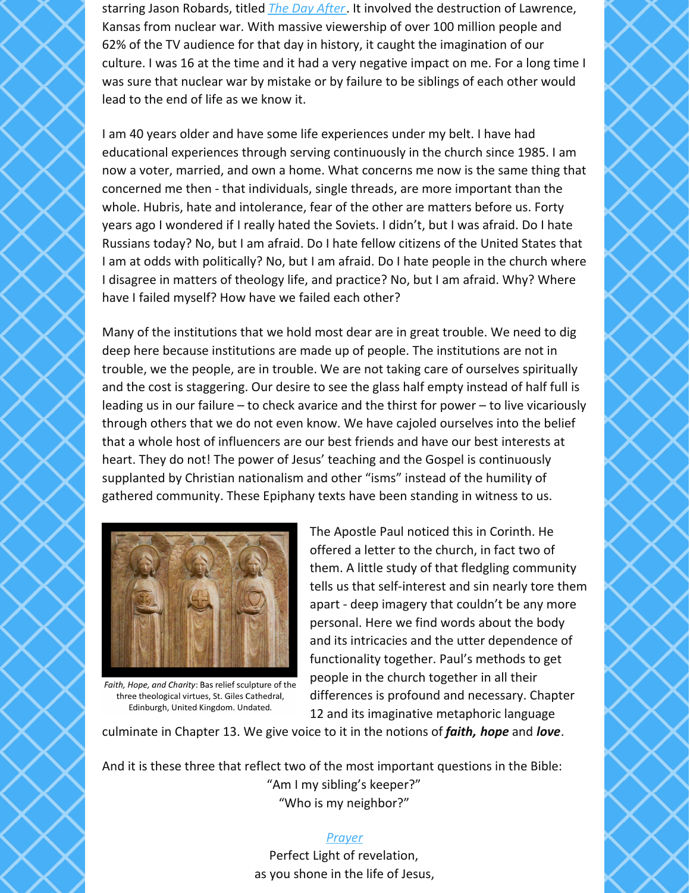starring Jason Robards, titled *The Day After*. It involved the destruction of Lawrence, Kansas from nuclear war. With massive viewership of over 100 million people and 62% of the TV audience for that day in history, it caught the imagination of our culture. I was 16 at the time and it had a very negative impact on me. For a long time I was sure that nuclear war by mistake or by failure to be siblings of each other would lead to the end of life as we know it.

I am 40 years older and have some life experiences under my belt. I have had educational experiences through serving continuously in the church since 1985. I am now a voter, married, and own a home. What concerns me now is the same thing that concerned me then - that individuals, single threads, are more important than the whole. Hubris, hate and intolerance, fear of the other are matters before us. Forty years ago I wondered if I really hated the Soviets. I didn't, but I was afraid. Do I hate Russians today? No, but I am afraid. Do I hate fellow citizens of the United States that I am at odds with politically? No, but I am afraid. Do I hate people in the church where I disagree in matters of theology life, and practice? No, but I am afraid. Why? Where have I failed myself? How have we failed each other?

Many of the institutions that we hold most dear are in great trouble. We need to dig deep here because institutions are made up of people. The institutions are not in trouble, we the people, are in trouble. We are not taking care of ourselves spiritually and the cost is staggering. Our desire to see the glass half empty instead of half full is leading us in our failure – to check avarice and the thirst for power – to live vicariously through others that we do not even know. We have cajoled ourselves into the belief that a whole host of influencers are our best friends and have our best interests at heart. They do not! The power of Jesus' teaching and the Gospel is continuously supplanted by Christian nationalism and other "isms" instead of the humility of gathered community. These Epiphany texts have been standing in witness to us.

*Faith, Hope, and Charity*: Bas relief sculpture of the three theological virtues, St. Giles Cathedral, Edinburgh, United Kingdom. Undated.

The Apostle Paul noticed this in Corinth. He offered a letter to the church, in fact two of them. A little study of that fledgling community tells us that self-interest and sin nearly tore them apart - deep imagery that couldn't be any more personal. Here we find words about the body and its intricacies and the utter dependence of functionality together. Paul's methods to get people in the church together in all their differences is profound and necessary. Chapter 12 and its imaginative metaphoric language culminate in Chapter 13. We give voice to it in the notions of ***faith, hope*** and ***love***.

And it is these three that reflect two of the most important questions in the Bible:

"Am I my sibling's keeper?"
"Who is my neighbor?"

*Prayer*

Perfect Light of revelation,
as you shone in the life of Jesus,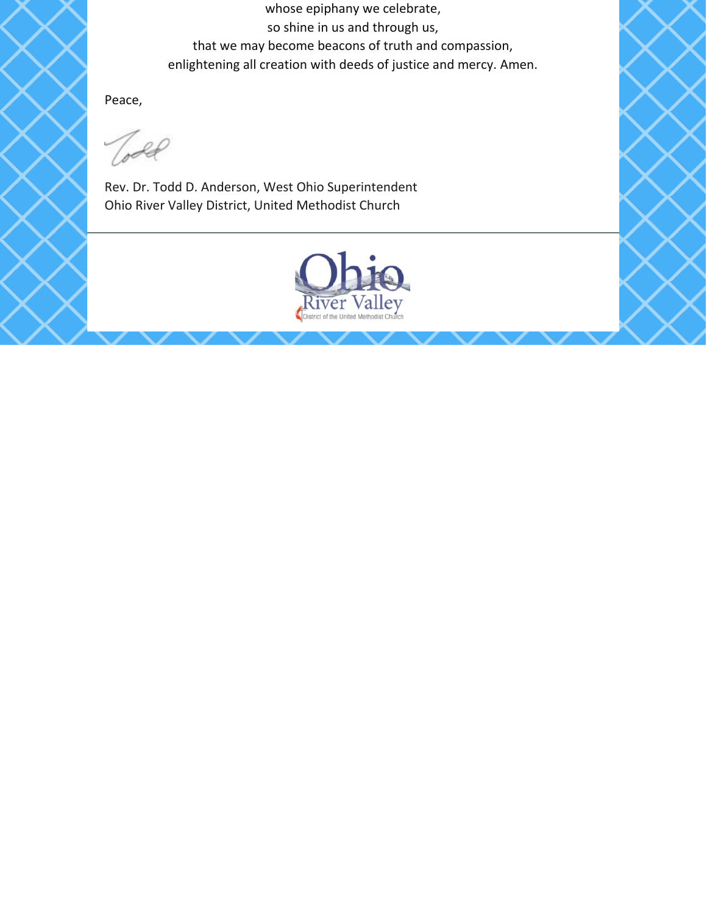whose epiphany we celebrate,
so shine in us and through us,
that we may become beacons of truth and compassion,
enlightening all creation with deeds of justice and mercy. Amen.

Peace,

Todd

Rev. Dr. Todd D. Anderson, West Ohio Superintendent
Ohio River Valley District, United Methodist Church

Ohio River Valley
District of the United Methodist Church